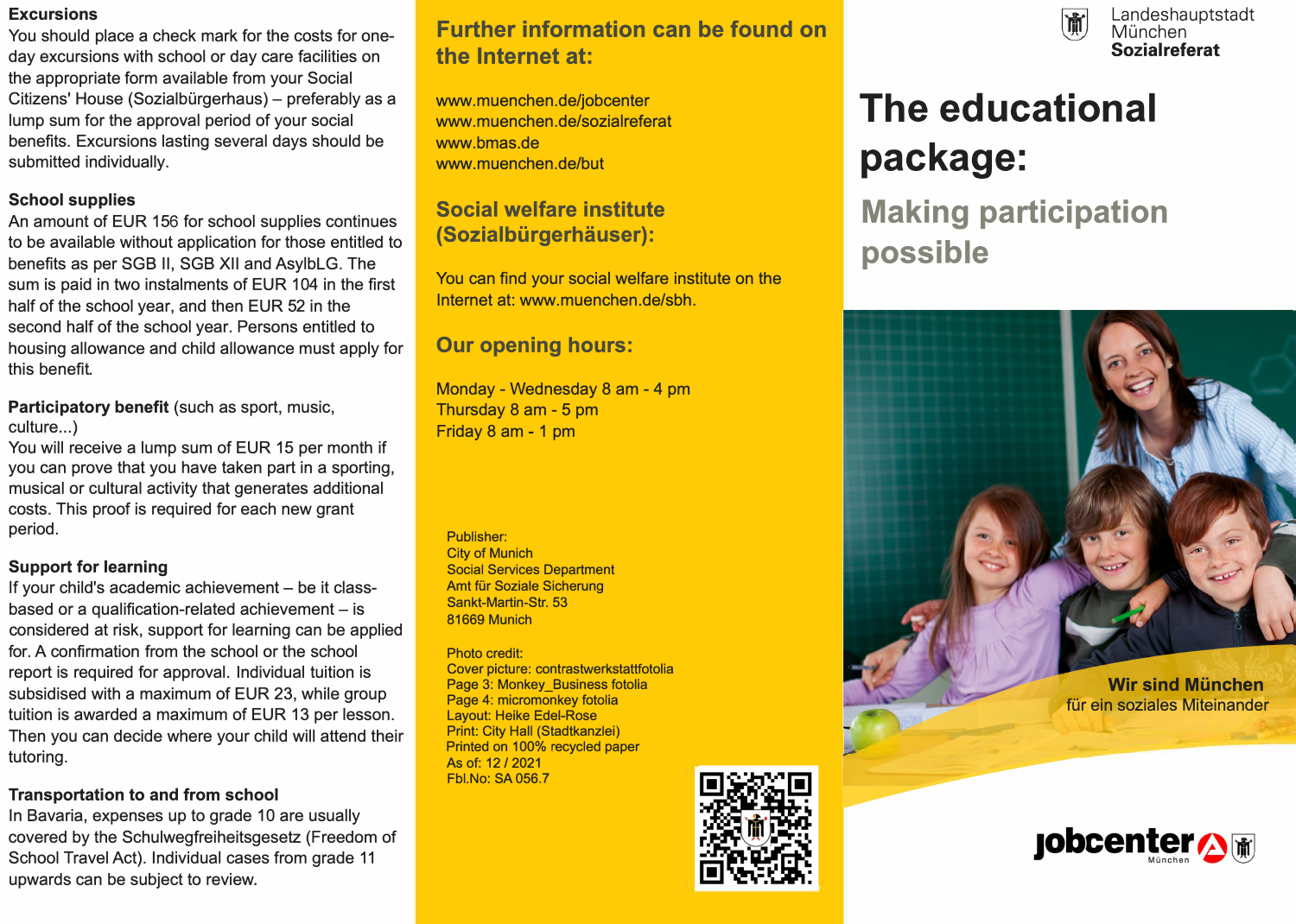### Excursions

You should place a check mark for the costs for one-day excursions with school or day care facilities on the appropriate form available from your Social Citizens' House (Sozialbürgerhaus) – preferably as a lump sum for the approval period of your social benefits. Excursions lasting several days should be submitted individually.

### School supplies

An amount of EUR 156 for school supplies continues to be available without application for those entitled to benefits as per SGB II, SGB XII and AsylbLG. The sum is paid in two instalments of EUR 104 in the first half of the school year, and then EUR 52 in the second half of the school year. Persons entitled to housing allowance and child allowance must apply for this benefit.

**Participatory benefit** (such as sport, music, culture...)

You will receive a lump sum of EUR 15 per month if you can prove that you have taken part in a sporting, musical or cultural activity that generates additional costs. This proof is required for each new grant period.

### Support for learning

If your child's academic achievement – be it class-based or a qualification-related achievement – is considered at risk, support for learning can be applied for. A confirmation from the school or the school report is required for approval. Individual tuition is subsidised with a maximum of EUR 23, while group tuition is awarded a maximum of EUR 13 per lesson. Then you can decide where your child will attend their tutoring.

### Transportation to and from school

In Bavaria, expenses up to grade 10 are usually covered by the Schulwegfreiheitsgesetz (Freedom of School Travel Act). Individual cases from grade 11 upwards can be subject to review.

## Further information can be found on the Internet at:

www.muenchen.de/jobcenter
www.muenchen.de/sozialreferat
www.bmas.de
www.muenchen.de/but

## Social welfare institute (Sozialbürgerhäuser):

You can find your social welfare institute on the Internet at: www.muenchen.de/sbh.

## Our opening hours:

Monday - Wednesday 8 am - 4 pm
Thursday 8 am - 5 pm
Friday 8 am - 1 pm

Publisher:
City of Munich
Social Services Department
Amt für Soziale Sicherung
Sankt-Martin-Str. 53
81669 Munich

Photo credit:
Cover picture: contrastwerkstattfotolia
Page 3: Monkey_Business fotolia
Page 4: micromonkey fotolia
Layout: Heike Edel-Rose
Print: City Hall (Stadtkanzlei)
Printed on 100% recycled paper
As of: 12 / 2021
Fbl.No: SA 056.7

Landeshauptstadt München
**Sozialreferat**

# The educational package:

## Making participation possible

**Wir sind München**
für ein soziales Miteinander

jobcenter München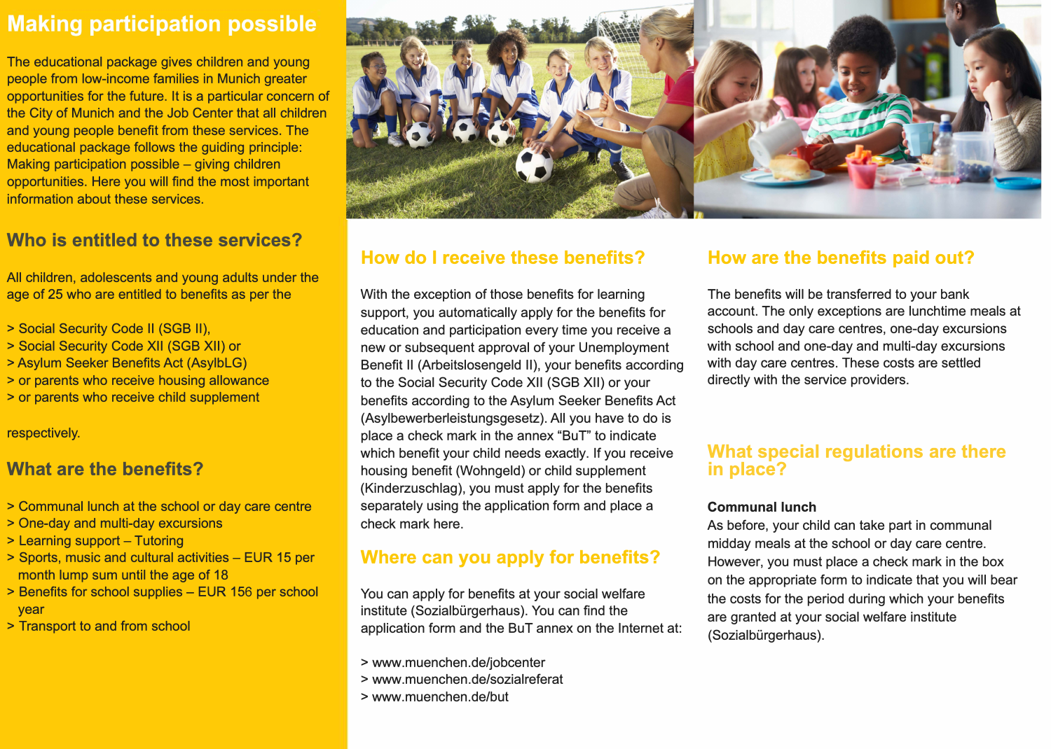## Making participation possible

The educational package gives children and young people from low-income families in Munich greater opportunities for the future. It is a particular concern of the City of Munich and the Job Center that all children and young people benefit from these services. The educational package follows the guiding principle: Making participation possible – giving children opportunities. Here you will find the most important information about these services.

## Who is entitled to these services?

All children, adolescents and young adults under the age of 25 who are entitled to benefits as per the

> Social Security Code II (SGB II),
> Social Security Code XII (SGB XII) or
> Asylum Seeker Benefits Act (AsylbLG)
> or parents who receive housing allowance
> or parents who receive child supplement

respectively.

## What are the benefits?

> Communal lunch at the school or day care centre
> One-day and multi-day excursions
> Learning support – Tutoring
> Sports, music and cultural activities – EUR 15 per month lump sum until the age of 18
> Benefits for school supplies – EUR 156 per school year
> Transport to and from school

## How do I receive these benefits?

With the exception of those benefits for learning support, you automatically apply for the benefits for education and participation every time you receive a new or subsequent approval of your Unemployment Benefit II (Arbeitslosengeld II), your benefits according to the Social Security Code XII (SGB XII) or your benefits according to the Asylum Seeker Benefits Act (Asylbewerberleistungsgesetz). All you have to do is place a check mark in the annex "BuT" to indicate which benefit your child needs exactly. If you receive housing benefit (Wohngeld) or child supplement (Kinderzuschlag), you must apply for the benefits separately using the application form and place a check mark here.

## Where can you apply for benefits?

You can apply for benefits at your social welfare institute (Sozialbürgerhaus). You can find the application form and the BuT annex on the Internet at:

> www.muenchen.de/jobcenter
> www.muenchen.de/sozialreferat
> www.muenchen.de/but

## How are the benefits paid out?

The benefits will be transferred to your bank account. The only exceptions are lunchtime meals at schools and day care centres, one-day excursions with school and one-day and multi-day excursions with day care centres. These costs are settled directly with the service providers.

## What special regulations are there in place?

**Communal lunch**

As before, your child can take part in communal midday meals at the school or day care centre. However, you must place a check mark in the box on the appropriate form to indicate that you will bear the costs for the period during which your benefits are granted at your social welfare institute (Sozialbürgerhaus).